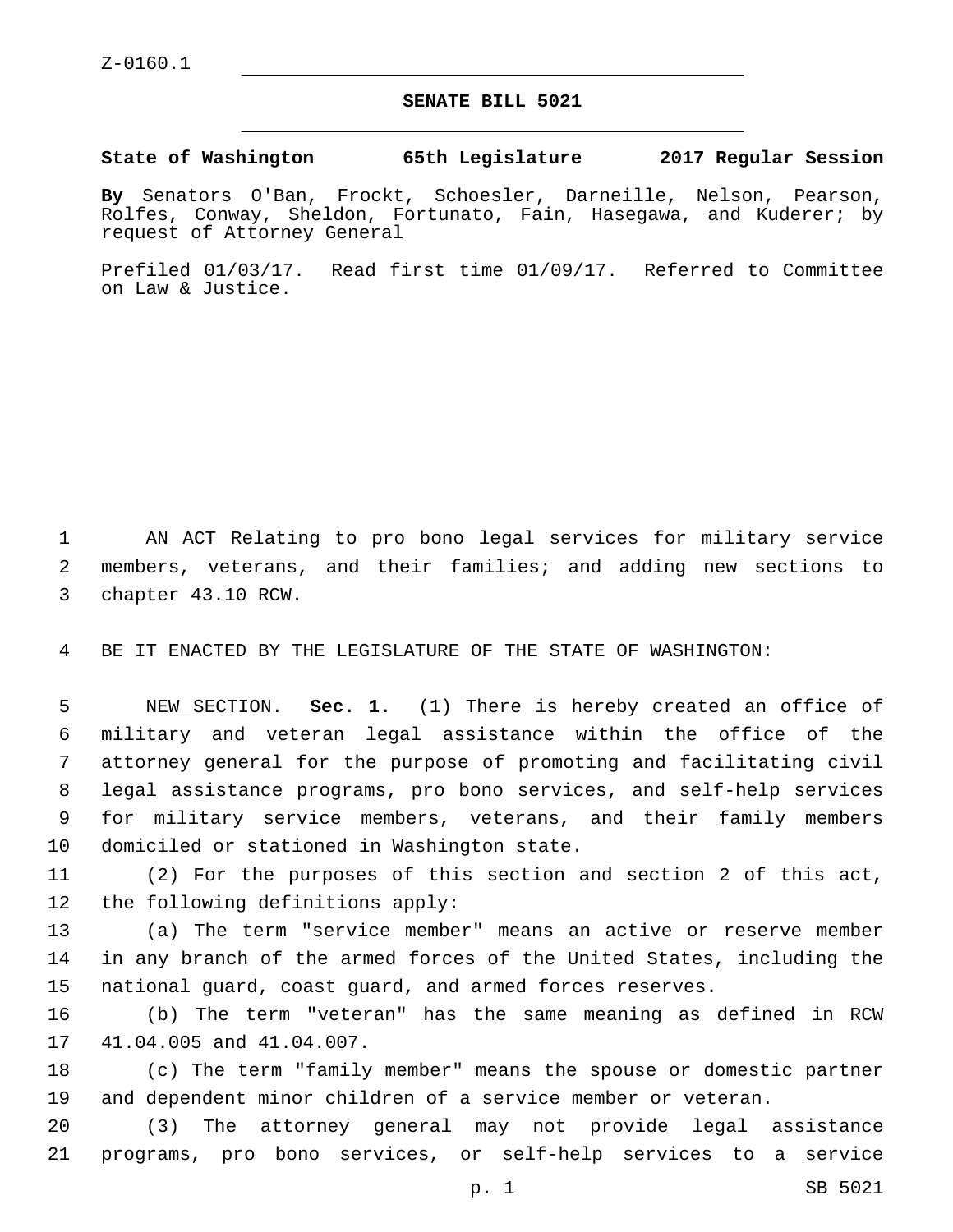Z-0160.1

# SENATE BILL 5021

**State of Washington 65th Legislature 2017 Regular Session**

**By** Senators O'Ban, Frockt, Schoesler, Darneille, Nelson, Pearson, Rolfes, Conway, Sheldon, Fortunato, Fain, Hasegawa, and Kuderer; by request of Attorney General

Prefiled 01/03/17. Read first time 01/09/17. Referred to Committee on Law & Justice.

AN ACT Relating to pro bono legal services for military service members, veterans, and their families; and adding new sections to chapter 43.10 RCW.

BE IT ENACTED BY THE LEGISLATURE OF THE STATE OF WASHINGTON:

NEW SECTION. **Sec. 1.** (1) There is hereby created an office of military and veteran legal assistance within the office of the attorney general for the purpose of promoting and facilitating civil legal assistance programs, pro bono services, and self-help services for military service members, veterans, and their family members domiciled or stationed in Washington state.

(2) For the purposes of this section and section 2 of this act, the following definitions apply:

(a) The term "service member" means an active or reserve member in any branch of the armed forces of the United States, including the national guard, coast guard, and armed forces reserves.

(b) The term "veteran" has the same meaning as defined in RCW 41.04.005 and 41.04.007.

(c) The term "family member" means the spouse or domestic partner and dependent minor children of a service member or veteran.

(3) The attorney general may not provide legal assistance programs, pro bono services, or self-help services to a service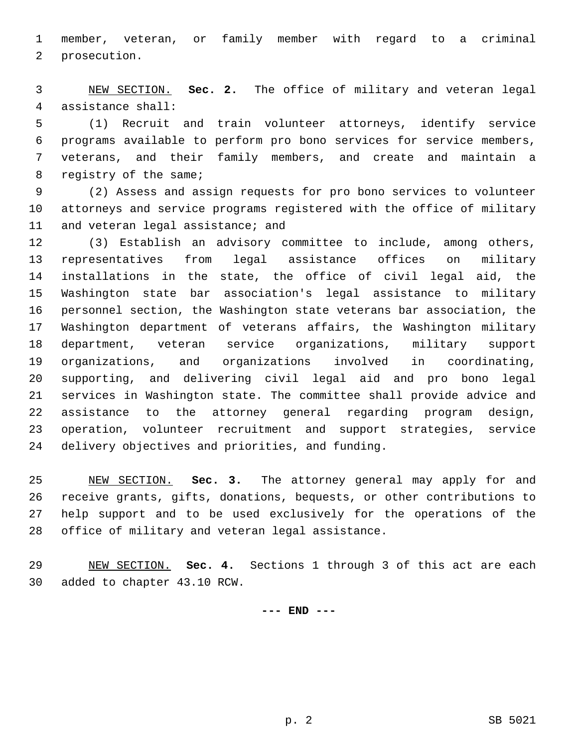member, veteran, or family member with regard to a criminal prosecution.

NEW SECTION. **Sec. 2.** The office of military and veteran legal assistance shall:

(1) Recruit and train volunteer attorneys, identify service programs available to perform pro bono services for service members, veterans, and their family members, and create and maintain a registry of the same;

(2) Assess and assign requests for pro bono services to volunteer attorneys and service programs registered with the office of military and veteran legal assistance; and

(3) Establish an advisory committee to include, among others, representatives from legal assistance offices on military installations in the state, the office of civil legal aid, the Washington state bar association's legal assistance to military personnel section, the Washington state veterans bar association, the Washington department of veterans affairs, the Washington military department, veteran service organizations, military support organizations, and organizations involved in coordinating, supporting, and delivering civil legal aid and pro bono legal services in Washington state. The committee shall provide advice and assistance to the attorney general regarding program design, operation, volunteer recruitment and support strategies, service delivery objectives and priorities, and funding.

NEW SECTION. **Sec. 3.** The attorney general may apply for and receive grants, gifts, donations, bequests, or other contributions to help support and to be used exclusively for the operations of the office of military and veteran legal assistance.

NEW SECTION. **Sec. 4.** Sections 1 through 3 of this act are each added to chapter 43.10 RCW.

**--- END ---**